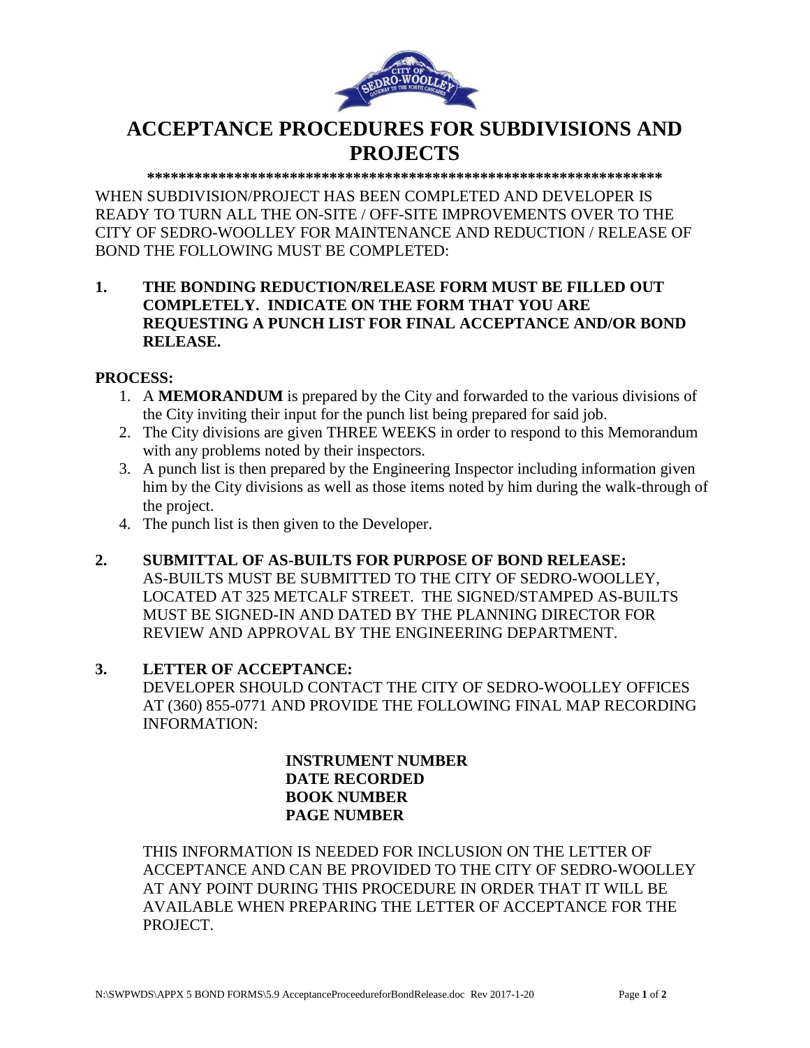# ACCEPTANCE PROCEDURES FOR SUBDIVISIONS AND PROJECTS

*****************************************************************

WHEN SUBDIVISION/PROJECT HAS BEEN COMPLETED AND DEVELOPER IS READY TO TURN ALL THE ON-SITE / OFF-SITE IMPROVEMENTS OVER TO THE CITY OF SEDRO-WOOLLEY FOR MAINTENANCE AND REDUCTION / RELEASE OF BOND THE FOLLOWING MUST BE COMPLETED:

**1. THE BONDING REDUCTION/RELEASE FORM MUST BE FILLED OUT COMPLETELY. INDICATE ON THE FORM THAT YOU ARE REQUESTING A PUNCH LIST FOR FINAL ACCEPTANCE AND/OR BOND RELEASE.**

**PROCESS:**

1. A **MEMORANDUM** is prepared by the City and forwarded to the various divisions of the City inviting their input for the punch list being prepared for said job.
2. The City divisions are given THREE WEEKS in order to respond to this Memorandum with any problems noted by their inspectors.
3. A punch list is then prepared by the Engineering Inspector including information given him by the City divisions as well as those items noted by him during the walk-through of the project.
4. The punch list is then given to the Developer.

**2. SUBMITTAL OF AS-BUILTS FOR PURPOSE OF BOND RELEASE:**

AS-BUILTS MUST BE SUBMITTED TO THE CITY OF SEDRO-WOOLLEY, LOCATED AT 325 METCALF STREET. THE SIGNED/STAMPED AS-BUILTS MUST BE SIGNED-IN AND DATED BY THE PLANNING DIRECTOR FOR REVIEW AND APPROVAL BY THE ENGINEERING DEPARTMENT.

**3. LETTER OF ACCEPTANCE:**

DEVELOPER SHOULD CONTACT THE CITY OF SEDRO-WOOLLEY OFFICES AT (360) 855-0771 AND PROVIDE THE FOLLOWING FINAL MAP RECORDING INFORMATION:

**INSTRUMENT NUMBER**
**DATE RECORDED**
**BOOK NUMBER**
**PAGE NUMBER**

THIS INFORMATION IS NEEDED FOR INCLUSION ON THE LETTER OF ACCEPTANCE AND CAN BE PROVIDED TO THE CITY OF SEDRO-WOOLLEY AT ANY POINT DURING THIS PROCEDURE IN ORDER THAT IT WILL BE AVAILABLE WHEN PREPARING THE LETTER OF ACCEPTANCE FOR THE PROJECT.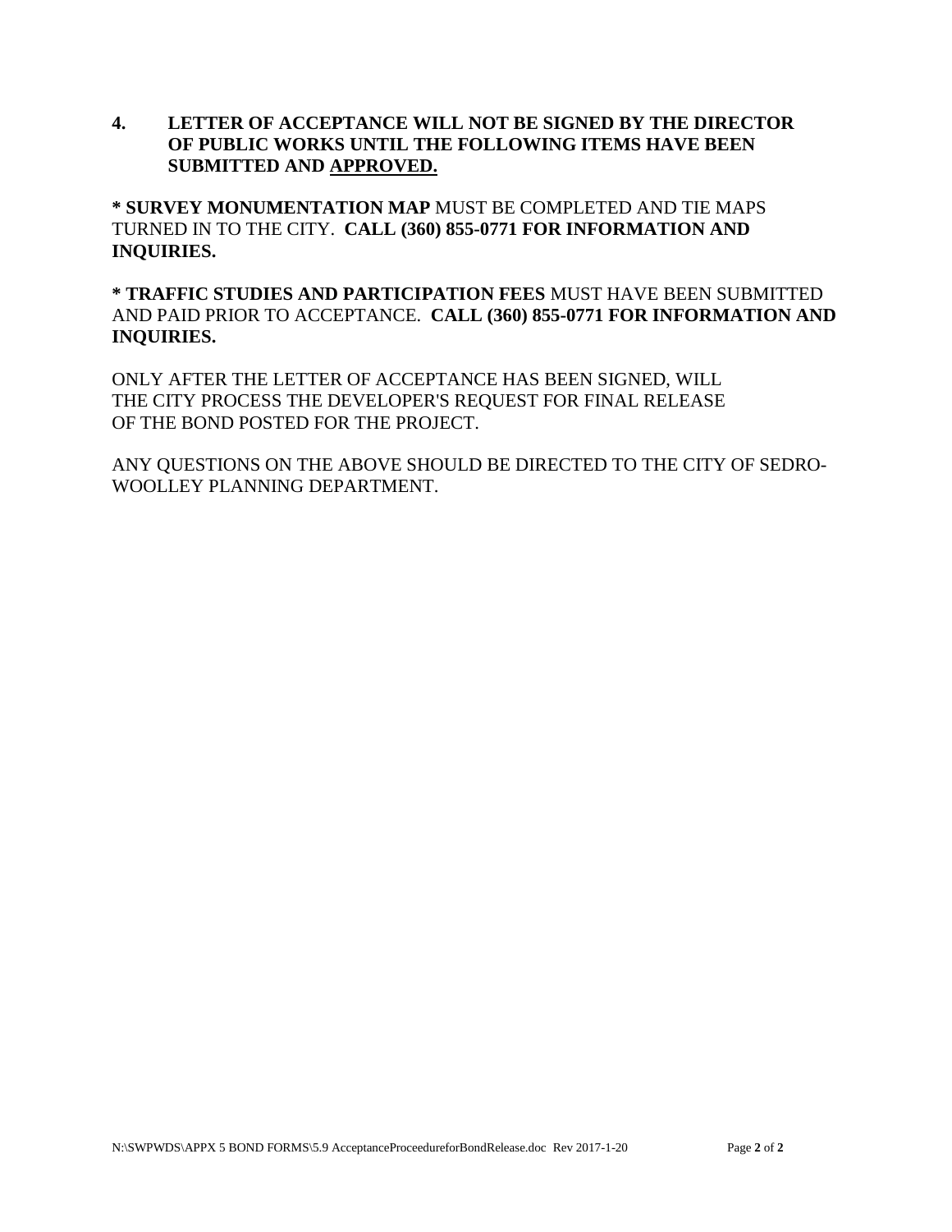**4. LETTER OF ACCEPTANCE WILL NOT BE SIGNED BY THE DIRECTOR OF PUBLIC WORKS UNTIL THE FOLLOWING ITEMS HAVE BEEN SUBMITTED AND APPROVED.**

**\* SURVEY MONUMENTATION MAP** MUST BE COMPLETED AND TIE MAPS TURNED IN TO THE CITY. **CALL (360) 855-0771 FOR INFORMATION AND INQUIRIES.**

**\* TRAFFIC STUDIES AND PARTICIPATION FEES** MUST HAVE BEEN SUBMITTED AND PAID PRIOR TO ACCEPTANCE. **CALL (360) 855-0771 FOR INFORMATION AND INQUIRIES.**

ONLY AFTER THE LETTER OF ACCEPTANCE HAS BEEN SIGNED, WILL THE CITY PROCESS THE DEVELOPER'S REQUEST FOR FINAL RELEASE OF THE BOND POSTED FOR THE PROJECT.

ANY QUESTIONS ON THE ABOVE SHOULD BE DIRECTED TO THE CITY OF SEDRO-WOOLLEY PLANNING DEPARTMENT.